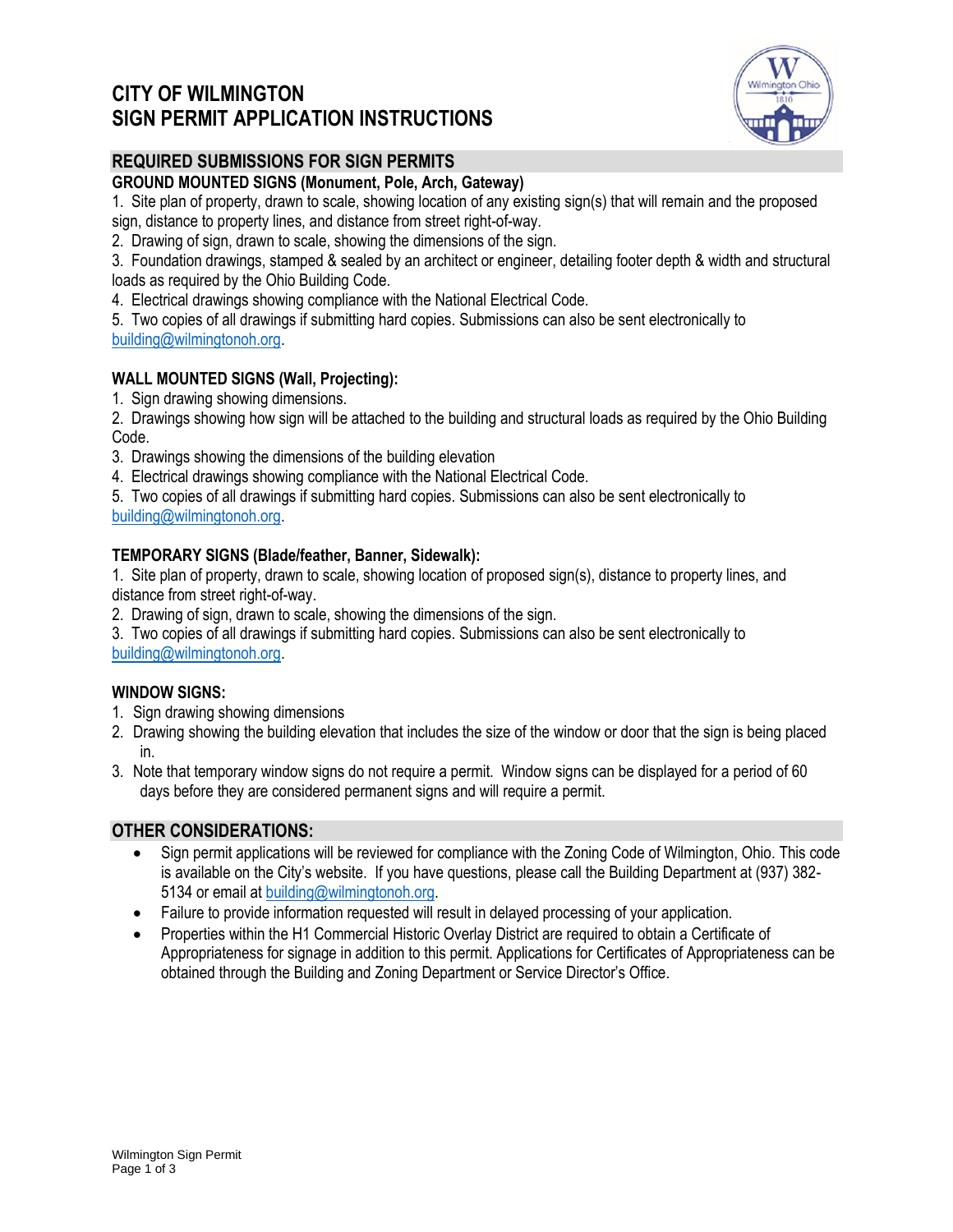# CITY OF WILMINGTON
# SIGN PERMIT APPLICATION INSTRUCTIONS

## REQUIRED SUBMISSIONS FOR SIGN PERMITS

### GROUND MOUNTED SIGNS (Monument, Pole, Arch, Gateway)

1. Site plan of property, drawn to scale, showing location of any existing sign(s) that will remain and the proposed sign, distance to property lines, and distance from street right-of-way.
2. Drawing of sign, drawn to scale, showing the dimensions of the sign.
3. Foundation drawings, stamped & sealed by an architect or engineer, detailing footer depth & width and structural loads as required by the Ohio Building Code.
4. Electrical drawings showing compliance with the National Electrical Code.
5. Two copies of all drawings if submitting hard copies. Submissions can also be sent electronically to building@wilmingtonoh.org.

### WALL MOUNTED SIGNS (Wall, Projecting):

1. Sign drawing showing dimensions.
2. Drawings showing how sign will be attached to the building and structural loads as required by the Ohio Building Code.
3. Drawings showing the dimensions of the building elevation
4. Electrical drawings showing compliance with the National Electrical Code.
5. Two copies of all drawings if submitting hard copies. Submissions can also be sent electronically to building@wilmingtonoh.org.

### TEMPORARY SIGNS (Blade/feather, Banner, Sidewalk):

1. Site plan of property, drawn to scale, showing location of proposed sign(s), distance to property lines, and distance from street right-of-way.
2. Drawing of sign, drawn to scale, showing the dimensions of the sign.
3. Two copies of all drawings if submitting hard copies. Submissions can also be sent electronically to building@wilmingtonoh.org.

### WINDOW SIGNS:

1. Sign drawing showing dimensions
2. Drawing showing the building elevation that includes the size of the window or door that the sign is being placed in.
3. Note that temporary window signs do not require a permit. Window signs can be displayed for a period of 60 days before they are considered permanent signs and will require a permit.

## OTHER CONSIDERATIONS:

- Sign permit applications will be reviewed for compliance with the Zoning Code of Wilmington, Ohio. This code is available on the City's website. If you have questions, please call the Building Department at (937) 382-5134 or email at building@wilmingtonoh.org.
- Failure to provide information requested will result in delayed processing of your application.
- Properties within the H1 Commercial Historic Overlay District are required to obtain a Certificate of Appropriateness for signage in addition to this permit. Applications for Certificates of Appropriateness can be obtained through the Building and Zoning Department or Service Director's Office.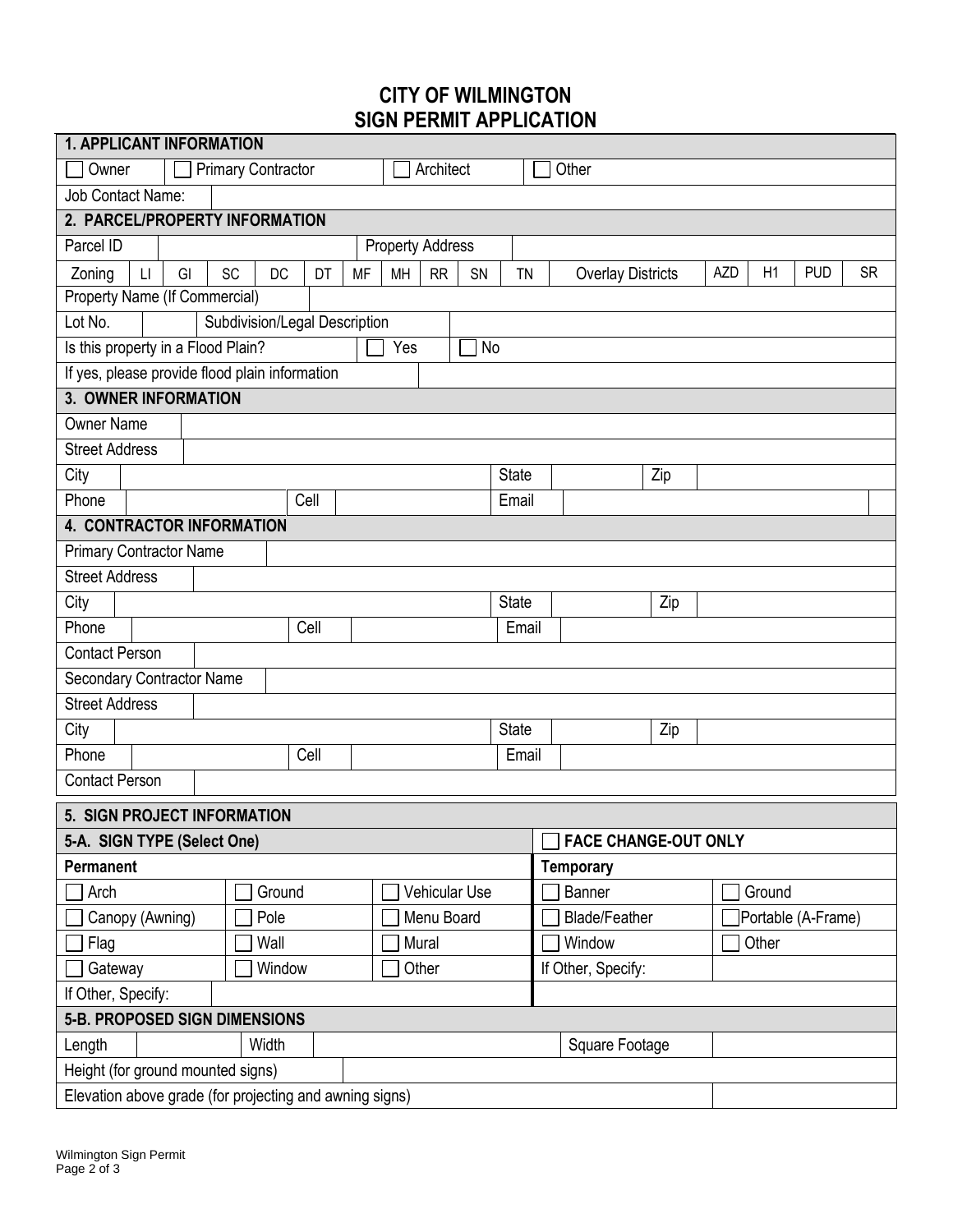# CITY OF WILMINGTON
# SIGN PERMIT APPLICATION

## 1. APPLICANT INFORMATION

| ☐ Owner | ☐ Primary Contractor | ☐ Architect | ☐ Other |
|---|---|---|---|
| Job Contact Name: | | | |

## 2. PARCEL/PROPERTY INFORMATION

| Parcel ID | | Property Address | |
|---|---|---|---|

| Zoning | LI | GI | SC | DC | DT | MF | MH | RR | SN | TN | Overlay Districts | AZD | H1 | PUD | SR |
|---|---|---|---|---|---|---|---|---|---|---|---|---|---|---|---|

| Property Name (If Commercial) | | | |
|---|---|---|---|
| Lot No. | | Subdivision/Legal Description | |
| Is this property in a Flood Plain? | ☐ Yes | ☐ No | |
| If yes, please provide flood plain information | | | |

## 3. OWNER INFORMATION

| Owner Name | | | | | |
|---|---|---|---|---|---|
| Street Address | | | | | |
| City | | State | | Zip | |
| Phone | | Cell | | Email | |

## 4. CONTRACTOR INFORMATION

| Primary Contractor Name | | | | | |
|---|---|---|---|---|---|
| Street Address | | | | | |
| City | | State | | Zip | |
| Phone | | Cell | | Email | |
| Contact Person | | | | | |
| Secondary Contractor Name | | | | | |
| Street Address | | | | | |
| City | | State | | Zip | |
| Phone | | Cell | | Email | |
| Contact Person | | | | | |

## 5. SIGN PROJECT INFORMATION

| **5-A. SIGN TYPE (Select One)** | | | ☐ **FACE CHANGE-OUT ONLY** | |
|---|---|---|---|---|
| **Permanent** | | | **Temporary** | |
| ☐ Arch | ☐ Ground | ☐ Vehicular Use | ☐ Banner | ☐ Ground |
| ☐ Canopy (Awning) | ☐ Pole | ☐ Menu Board | ☐ Blade/Feather | ☐ Portable (A-Frame) |
| ☐ Flag | ☐ Wall | ☐ Mural | ☐ Window | ☐ Other |
| ☐ Gateway | ☐ Window | ☐ Other | If Other, Specify: | |
| If Other, Specify: | | | | |

### 5-B. PROPOSED SIGN DIMENSIONS

| Length | | Width | | Square Footage | |
|---|---|---|---|---|---|
| Height (for ground mounted signs) | | | | | |
| Elevation above grade (for projecting and awning signs) | | | | | |

Wilmington Sign Permit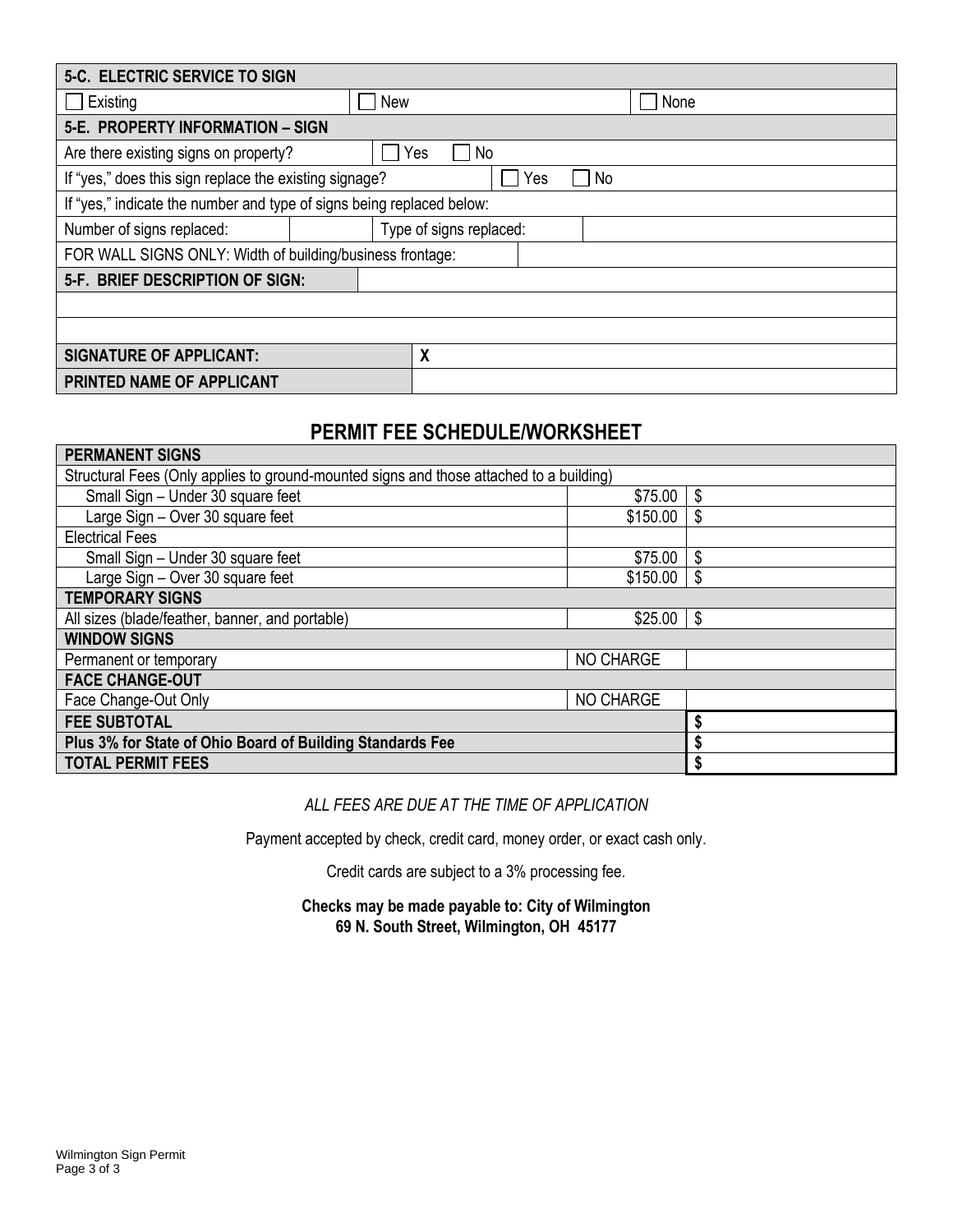| 5-C. ELECTRIC SERVICE TO SIGN | | |
|---|---|---|
| ☐ Existing | ☐ New | ☐ None |

| 5-E. PROPERTY INFORMATION – SIGN | | | |
|---|---|---|---|
| Are there existing signs on property? | ☐ Yes ☐ No | | |
| If "yes," does this sign replace the existing signage? | ☐ Yes ☐ No | | |
| If "yes," indicate the number and type of signs being replaced below: | | | |
| Number of signs replaced: | | Type of signs replaced: | |
| FOR WALL SIGNS ONLY: Width of building/business frontage: | | | |

| 5-F. BRIEF DESCRIPTION OF SIGN: | |
|---|---|
| | |
| | |
| **SIGNATURE OF APPLICANT:** | **X** |
| **PRINTED NAME OF APPLICANT** | |

## PERMIT FEE SCHEDULE/WORKSHEET

| **PERMANENT SIGNS** | | |
|---|---|---|
| Structural Fees (Only applies to ground-mounted signs and those attached to a building) | | |
| Small Sign – Under 30 square feet | $75.00 | $ |
| Large Sign – Over 30 square feet | $150.00 | $ |
| Electrical Fees | | |
| Small Sign – Under 30 square feet | $75.00 | $ |
| Large Sign – Over 30 square feet | $150.00 | $ |
| **TEMPORARY SIGNS** | | |
| All sizes (blade/feather, banner, and portable) | $25.00 | $ |
| **WINDOW SIGNS** | | |
| Permanent or temporary | NO CHARGE | |
| **FACE CHANGE-OUT** | | |
| Face Change-Out Only | NO CHARGE | |
| **FEE SUBTOTAL** | | **$** |
| **Plus 3% for State of Ohio Board of Building Standards Fee** | | **$** |
| **TOTAL PERMIT FEES** | | **$** |

*ALL FEES ARE DUE AT THE TIME OF APPLICATION*

Payment accepted by check, credit card, money order, or exact cash only.

Credit cards are subject to a 3% processing fee.

**Checks may be made payable to: City of Wilmington**
**69 N. South Street, Wilmington, OH 45177**